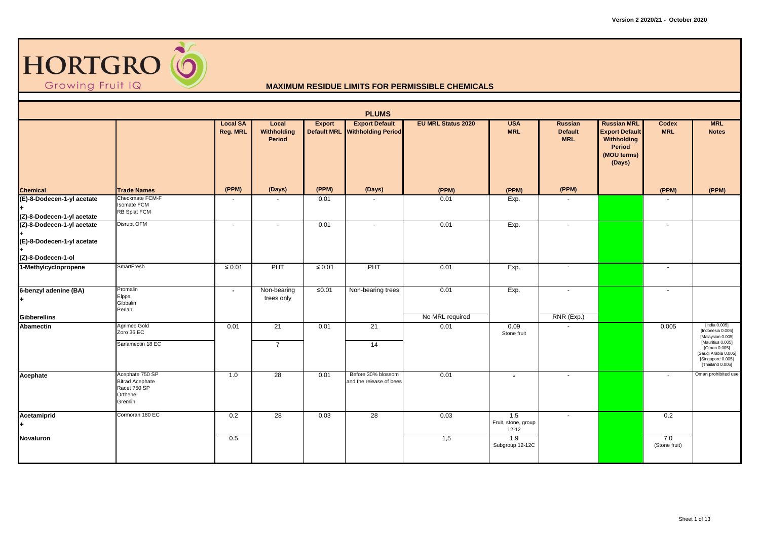Version 2 2020/21 - October 2020

HORTGRO
Growing Fruit IQ

## MAXIMUM RESIDUE LIMITS FOR PERMISSIBLE CHEMICALS

| PLUMS | | | | | | | | | | | | |
|---|---|---|---|---|---|---|---|---|---|---|---|---|
| | | **Local SA Reg. MRL** | **Local Withholding Period** | **Export Default MRL** | **Export Default Withholding Period** | **EU MRL Status 2020** | **USA MRL** | **Russian Default MRL** | **Russian MRL Export Default Withholding Period (MOU terms) (Days)** | **Codex MRL** | **MRL Notes** |
| **Chemical** | **Trade Names** | **(PPM)** | **(Days)** | **(PPM)** | **(Days)** | **(PPM)** | **(PPM)** | **(PPM)** | | **(PPM)** | **(PPM)** |
| **(E)-8-Dodecen-1-yl acetate + (Z)-8-Dodecen-1-yl acetate** | Checkmate FCM-F<br>Isomate FCM<br>RB Splat FCM | - | - | 0.01 | - | 0.01 | Exp. | - | | - | |
| **(Z)-8-Dodecen-1-yl acetate + (E)-8-Dodecen-1-yl acetate + (Z)-8-Dodecen-1-ol** | Disrupt OFM | - | - | 0.01 | - | 0.01 | Exp. | - | | - | |
| **1-Methylcyclopropene** | SmartFresh | ≤ 0.01 | PHT | ≤ 0.01 | PHT | 0.01 | Exp. | - | | - | |
| **6-benzyl adenine (BA) +** | Promalin<br>Elppa<br>Gibbalin<br>Perlan | - | Non-bearing trees only | ≤0.01 | Non-bearing trees | 0.01 | Exp. | - | | - | |
| **Gibberellins** | | | | | | No MRL required | | RNR (Exp.) | | | |
| **Abamectin** | Agrimec Gold<br>Zoro 36 EC | 0.01 | 21 | 0.01 | 21 | 0.01 | 0.09<br>Stone fruit | - | | 0.005 | [India 0.005]<br>[Indonesia 0.005]<br>[Malaysian 0.005]<br>[Mauritius 0.005]<br>[Oman 0.005]<br>[Saudi Arabia 0.005]<br>[Singapore 0.005]<br>[Thailand 0.005] |
| | Sanamectin 18 EC | | 7 | | 14 | | | | | | |
| **Acephate** | Acephate 750 SP<br>Bitrad Acephate<br>Racet 750 SP<br>Orthene<br>Gremlin | 1.0 | 28 | 0.01 | Before 30% blossom and the release of bees | 0.01 | - | - | | - | Oman prohibited use |
| **Acetamiprid +** | Cormoran 180 EC | 0.2 | 28 | 0.03 | 28 | 0.03 | 1.5<br>Fruit, stone, group 12-12 | - | | 0.2 | |
| **Novaluron** | | 0.5 | | | | 1,5 | 1.9<br>Subgroup 12-12C | | | 7.0<br>(Stone fruit) | |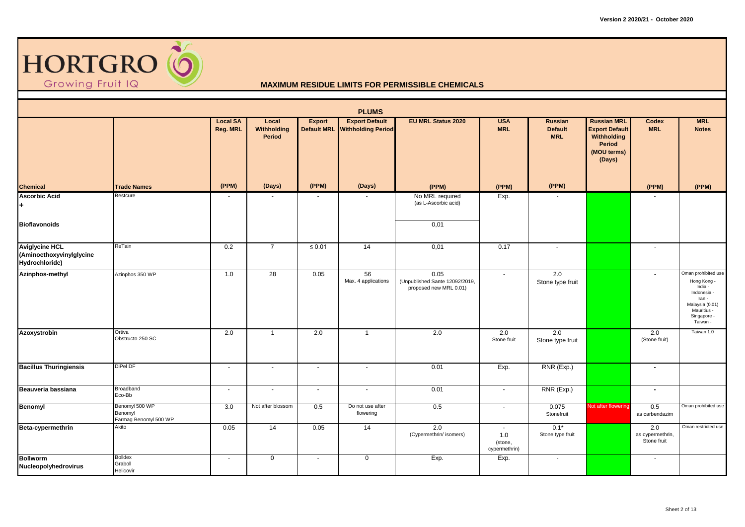# HORTGRO
Growing Fruit IQ

## MAXIMUM RESIDUE LIMITS FOR PERMISSIBLE CHEMICALS

### PLUMS

| Chemical | Trade Names | Local SA Reg. MRL (PPM) | Local Withholding Period (Days) | Export Default MRL (PPM) | Export Default Withholding Period (Days) | EU MRL Status 2020 (PPM) | USA MRL (PPM) | Russian Default MRL (PPM) | Russian MRL Export Default Withholding Period (MOU terms) (Days) | Codex MRL (PPM) | MRL Notes (PPM) |
|---|---|---|---|---|---|---|---|---|---|---|---|
| **Ascorbic Acid** + | Bestcure | - | - | - | - | No MRL required (as L-Ascorbic acid) | Exp. | - | | - | |
| **Bioflavonoids** | | | | | | 0,01 | | | | | |
| **Aviglycine HCL (Aminoethoxyvinylglycine Hydrochloride)** | ReTain | 0.2 | 7 | ≤ 0.01 | 14 | 0,01 | 0.17 | - | | - | |
| **Azinphos-methyl** | Azinphos 350 WP | 1.0 | 28 | 0.05 | 56 Max. 4 applications | 0.05 (Unpublished Sante 12092/2019, proposed new MRL 0.01) | - | 2.0 Stone type fruit | | - | Oman prohibited use Hong Kong - India - Indonesia - Iran - Malaysia (0.01) Mauritius - Singapore - Taiwan - |
| **Azoxystrobin** | Ortiva Obstructo 250 SC | 2.0 | 1 | 2.0 | 1 | 2.0 | 2.0 Stone fruit | 2.0 Stone type fruit | | 2.0 (Stone fruit) | Taiwan 1.0 |
| **Bacillus Thuringiensis** | DiPel DF | - | - | - | - | 0.01 | Exp. | RNR (Exp.) | | - | |
| **Beauveria bassiana** | Broadband Eco-Bb | - | - | - | - | 0.01 | - | RNR (Exp.) | | - | |
| **Benomyl** | Benomyl 500 WP Benomyl Farmag Benomyl 500 WP | 3.0 | Not after blossom | 0.5 | Do not use after flowering | 0.5 | - | 0.075 Stonefruit | Not after flowering | 0.5 as carbendazim | Oman prohibited use |
| **Beta-cypermethrin** | Akito | 0.05 | 14 | 0.05 | 14 | 2.0 (Cypermethrin/ isomers) | - 1.0 (stone, cypermethrin) | 0.1* Stone type fruit | | 2.0 as cypermethrin, Stone fruit | Oman restricted use |
| **Bollworm Nucleopolyhedrovirus** | Bolldex Graboll Helicovir | - | 0 | - | 0 | Exp. | Exp. | - | | - | |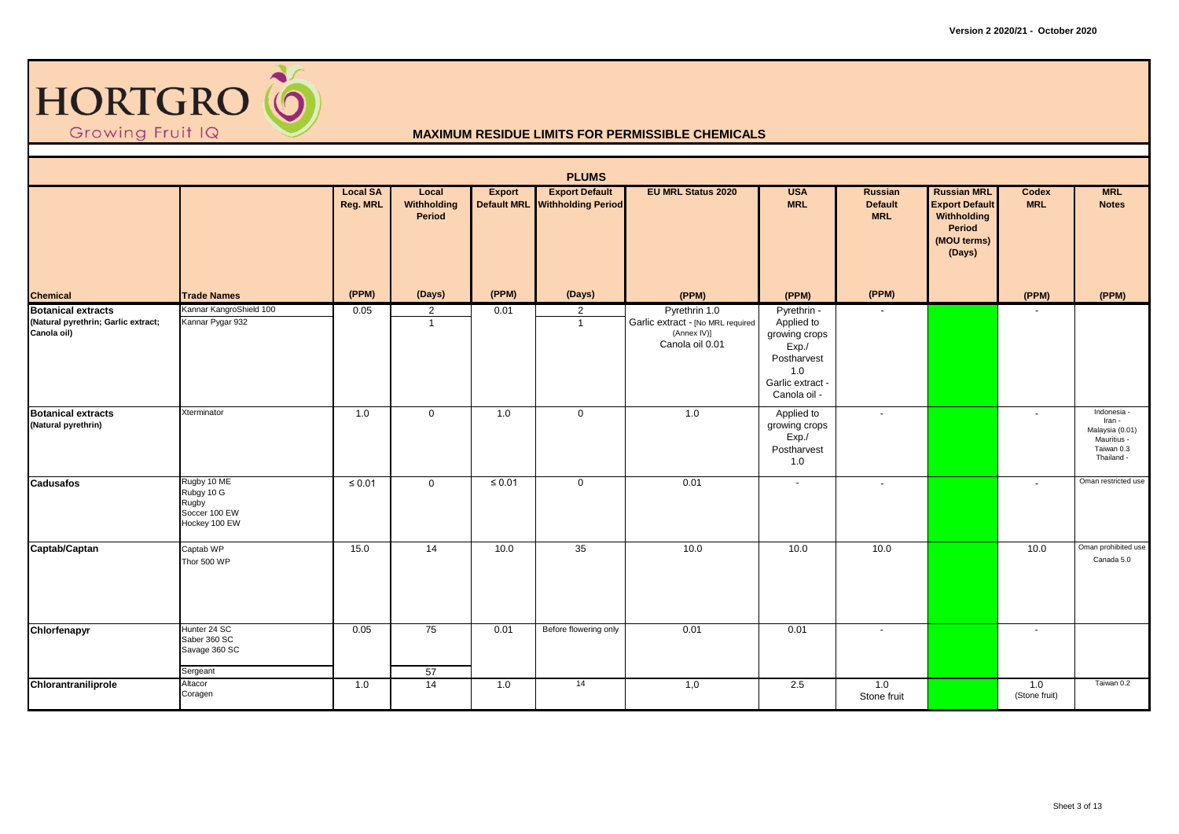# HORTGRO

Growing Fruit IQ

## MAXIMUM RESIDUE LIMITS FOR PERMISSIBLE CHEMICALS

### PLUMS

| Chemical | Trade Names | Local SA Reg. MRL (PPM) | Local Withholding Period (Days) | Export Default MRL (PPM) | Export Default Withholding Period (Days) | EU MRL Status 2020 (PPM) | USA MRL (PPM) | Russian Default MRL (PPM) | Russian MRL Export Default Withholding Period (MOU terms) (Days) | Codex MRL (PPM) | MRL Notes (PPM) |
|---|---|---|---|---|---|---|---|---|---|---|---|
| **Botanical extracts** (Natural pyrethrin; Garlic extract; Canola oil) | Kannar KangroShield 100<br>Kannar Pygar 932 | 0.05 | 2<br>1 | 0.01 | 2<br>1 | Pyrethrin 1.0<br>Garlic extract - [No MRL required (Annex IV)]<br>Canola oil 0.01 | Pyrethrin - Applied to growing crops Exp./ Postharvest 1.0<br>Garlic extract -<br>Canola oil - | - | | - | |
| **Botanical extracts** (Natural pyrethrin) | Xterminator | 1.0 | 0 | 1.0 | 0 | 1.0 | Applied to growing crops Exp./ Postharvest 1.0 | - | | - | Indonesia -<br>Iran -<br>Malaysia (0.01)<br>Mauritius -<br>Taiwan 0.3<br>Thailand - |
| **Cadusafos** | Rugby 10 ME<br>Rubgy 10 G<br>Rugby<br>Soccer 100 EW<br>Hockey 100 EW | ≤ 0.01 | 0 | ≤ 0.01 | 0 | 0.01 | - | - | | - | Oman restricted use |
| **Captab/Captan** | Captab WP<br>Thor 500 WP | 15.0 | 14 | 10.0 | 35 | 10.0 | 10.0 | 10.0 | | 10.0 | Oman prohibited use<br>Canada 5.0 |
| **Chlorfenapyr** | Hunter 24 SC<br>Saber 360 SC<br>Savage 360 SC<br>Sergeant | 0.05 | 75<br>57 | 0.01 | Before flowering only | 0.01 | 0.01 | - | | - | |
| **Chlorantraniliprole** | Altacor<br>Coragen | 1.0 | 14 | 1.0 | 14 | 1,0 | 2.5 | 1.0<br>Stone fruit | | 1.0<br>(Stone fruit) | Taiwan 0.2 |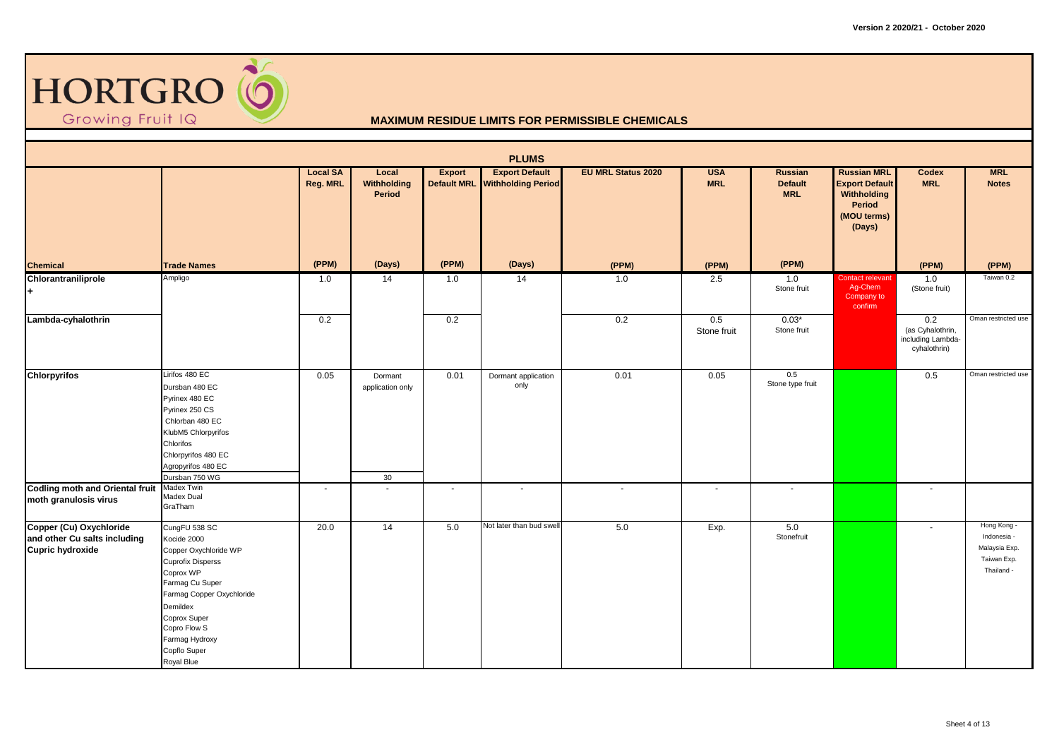HORTGRO
Growing Fruit IQ

## MAXIMUM RESIDUE LIMITS FOR PERMISSIBLE CHEMICALS

### PLUMS

| Chemical | Trade Names | Local SA Reg. MRL (PPM) | Local Withholding Period (Days) | Export Default MRL (PPM) | Export Default Withholding Period (Days) | EU MRL Status 2020 (PPM) | USA MRL (PPM) | Russian Default MRL (PPM) | Russian MRL Export Default Withholding Period (MOU terms) (Days) | Codex MRL (PPM) | MRL Notes (PPM) |
|---|---|---|---|---|---|---|---|---|---|---|---|
| **Chlorantraniliprole +** | Ampligo | 1.0 | 14 | 1.0 | 14 | 1.0 | 2.5 | 1.0 Stone fruit | Contact relevant Ag-Chem Company to confirm | 1.0 (Stone fruit) | Taiwan 0.2 |
| **Lambda-cyhalothrin** | | 0.2 | | 0.2 | | 0.2 | 0.5 Stone fruit | 0.03* Stone fruit | | 0.2 (as Cyhalothrin, including Lambda-cyhalothrin) | Oman restricted use |
| **Chlorpyrifos** | Lirifos 480 EC<br>Dursban 480 EC<br>Pyrinex 480 EC<br>Pyrinex 250 CS<br>Chlorban 480 EC<br>KlubM5 Chlorpyrifos<br>Chlorifos<br>Chlorpyrifos 480 EC<br>Agropyrifos 480 EC<br>Dursban 750 WG | 0.05 | Dormant application only<br><br>30 | 0.01 | Dormant application only | 0.01 | 0.05 | 0.5 Stone type fruit | | 0.5 | Oman restricted use |
| **Codling moth and Oriental fruit moth granulosis virus** | Madex Twin<br>Madex Dual<br>GraTham | - | - | - | - | - | - | - | | - | |
| **Copper (Cu) Oxychloride and other Cu salts including Cupric hydroxide** | CungFU 538 SC<br>Kocide 2000<br>Copper Oxychloride WP<br>Cuprofix Disperss<br>Coprox WP<br>Farmag Cu Super<br>Farmag Copper Oxychloride<br>Demildex<br>Coprox Super<br>Copro Flow S<br>Farmag Hydroxy<br>Copflo Super<br>Royal Blue | 20.0 | 14 | 5.0 | Not later than bud swell | 5.0 | Exp. | 5.0 Stonefruit | | - | Hong Kong -<br>Indonesia -<br>Malaysia Exp.<br>Taiwan Exp.<br>Thailand - |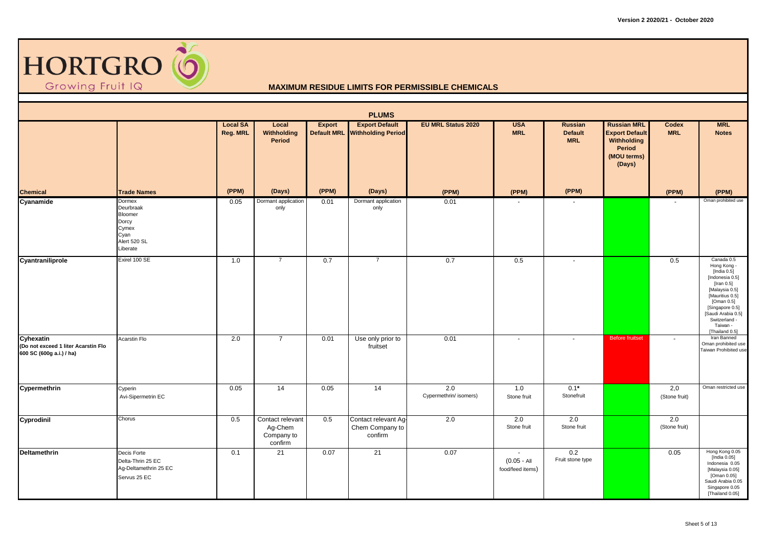HORTGRO
Growing Fruit IQ

## MAXIMUM RESIDUE LIMITS FOR PERMISSIBLE CHEMICALS

### PLUMS

| Chemical | Trade Names | Local SA Reg. MRL (PPM) | Local Withholding Period (Days) | Export Default MRL (PPM) | Export Default Withholding Period (Days) | EU MRL Status 2020 (PPM) | USA MRL (PPM) | Russian Default MRL (PPM) | Russian MRL Export Default Withholding Period (MOU terms) (Days) | Codex MRL (PPM) | MRL Notes (PPM) |
|---|---|---|---|---|---|---|---|---|---|---|---|
| **Cyanamide** | Dormex<br>Deurbraak<br>Bloomer<br>Dorcy<br>Cymex<br>Cyan<br>Alert 520 SL<br>Liberate | 0.05 | Dormant application only | 0.01 | Dormant application only | 0.01 | - | - | | - | Oman prohibited use |
| **Cyantraniliprole** | Exirel 100 SE | 1.0 | 7 | 0.7 | 7 | 0.7 | 0.5 | - | | 0.5 | Canada 0.5<br>Hong Kong -<br>[India 0.5]<br>[Indonesia 0.5]<br>[Iran 0.5]<br>[Malaysia 0.5]<br>[Mauritius 0.5]<br>[Oman 0.5]<br>[Singapore 0.5]<br>[Saudi Arabia 0.5]<br>Switzerland -<br>Taiwan -<br>[Thailand 0.5] |
| **Cyhexatin**<br>**(Do not exceed 1 liter Acarstin Flo 600 SC (600g a.i.) / ha)** | Acarstin Flo | 2.0 | 7 | 0.01 | Use only prior to fruitset | 0.01 | - | - | Before fruitset | - | Iran Banned<br>Oman prohibited use<br>Taiwan Prohibited use |
| **Cypermethrin** | Cyperin<br>Avi-Sipermetrin EC | 0.05 | 14 | 0.05 | 14 | 2.0<br>Cypermethrin/ isomers) | 1.0<br>Stone fruit | 0.1*<br>Stonefruit | | 2,0<br>(Stone fruit) | Oman restricted use |
| **Cyprodinil** | Chorus | 0.5 | Contact relevant Ag-Chem Company to confirm | 0.5 | Contact relevant Ag-Chem Company to confirm | 2.0 | 2.0<br>Stone fruit | 2.0<br>Stone fruit | | 2.0<br>(Stone fruit) | |
| **Deltamethrin** | Decis Forte<br>Delta-Thrin 25 EC<br>Ag-Deltamethrin 25 EC<br>Servus 25 EC | 0.1 | 21 | 0.07 | 21 | 0.07 | -<br>(0.05 - All food/feed items) | 0.2<br>Fruit stone type | | 0.05 | Hong Kong 0.05<br>[India 0.05]<br>Indonesia 0.05<br>[Malaysia 0.05]<br>[Oman 0.05]<br>Saudi Arabia 0.05<br>Singapore 0.05<br>[Thailand 0.05] |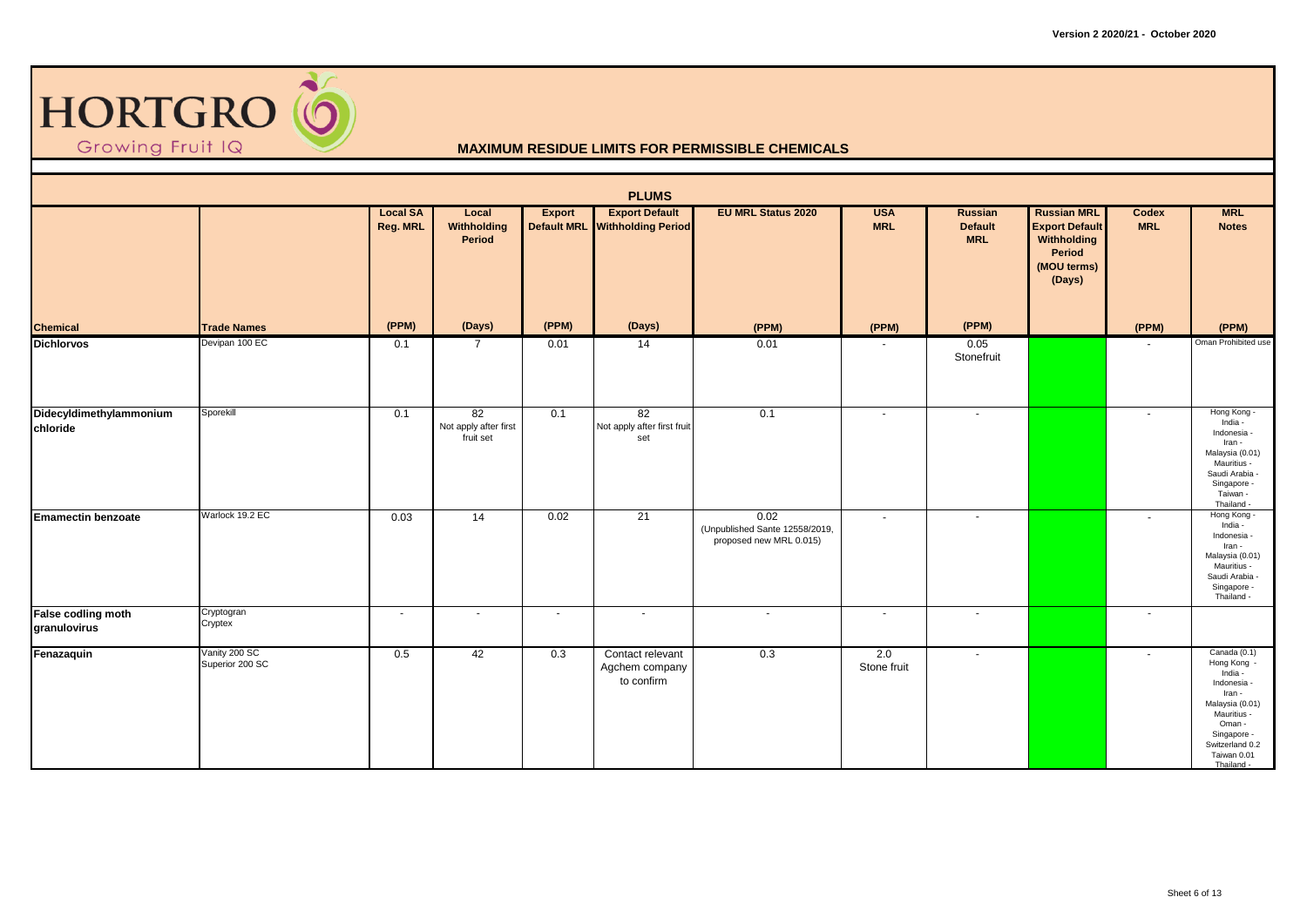HORTGRO
Growing Fruit IQ

## MAXIMUM RESIDUE LIMITS FOR PERMISSIBLE CHEMICALS

### PLUMS

| Chemical | Trade Names | Local SA Reg. MRL (PPM) | Local Withholding Period (Days) | Export Default MRL (PPM) | Export Default Withholding Period (Days) | EU MRL Status 2020 (PPM) | USA MRL (PPM) | Russian Default MRL (PPM) | Russian MRL Export Default Withholding Period (MOU terms) (Days) | Codex MRL (PPM) | MRL Notes (PPM) |
|---|---|---|---|---|---|---|---|---|---|---|---|
| **Dichlorvos** | Devipan 100 EC | 0.1 | 7 | 0.01 | 14 | 0.01 | - | 0.05 Stonefruit | | - | Oman Prohibited use |
| **Didecyldimethylammonium chloride** | Sporekill | 0.1 | 82 Not apply after first fruit set | 0.1 | 82 Not apply after first fruit set | 0.1 | - | - | | - | Hong Kong - India - Indonesia - Iran - Malaysia (0.01) Mauritius - Saudi Arabia - Singapore - Taiwan - Thailand - |
| **Emamectin benzoate** | Warlock 19.2 EC | 0.03 | 14 | 0.02 | 21 | 0.02 (Unpublished Sante 12558/2019, proposed new MRL 0.015) | - | - | | - | Hong Kong - India - Indonesia - Iran - Malaysia (0.01) Mauritius - Saudi Arabia - Singapore - Thailand - |
| **False codling moth granulovirus** | Cryptogran Cryptex | - | - | - | - | - | - | - | | - | |
| **Fenazaquin** | Vanity 200 SC Superior 200 SC | 0.5 | 42 | 0.3 | Contact relevant Agchem company to confirm | 0.3 | 2.0 Stone fruit | - | | - | Canada (0.1) Hong Kong - India - Indonesia - Iran - Malaysia (0.01) Mauritius - Oman - Singapore - Switzerland 0.2 Taiwan 0.01 Thailand - |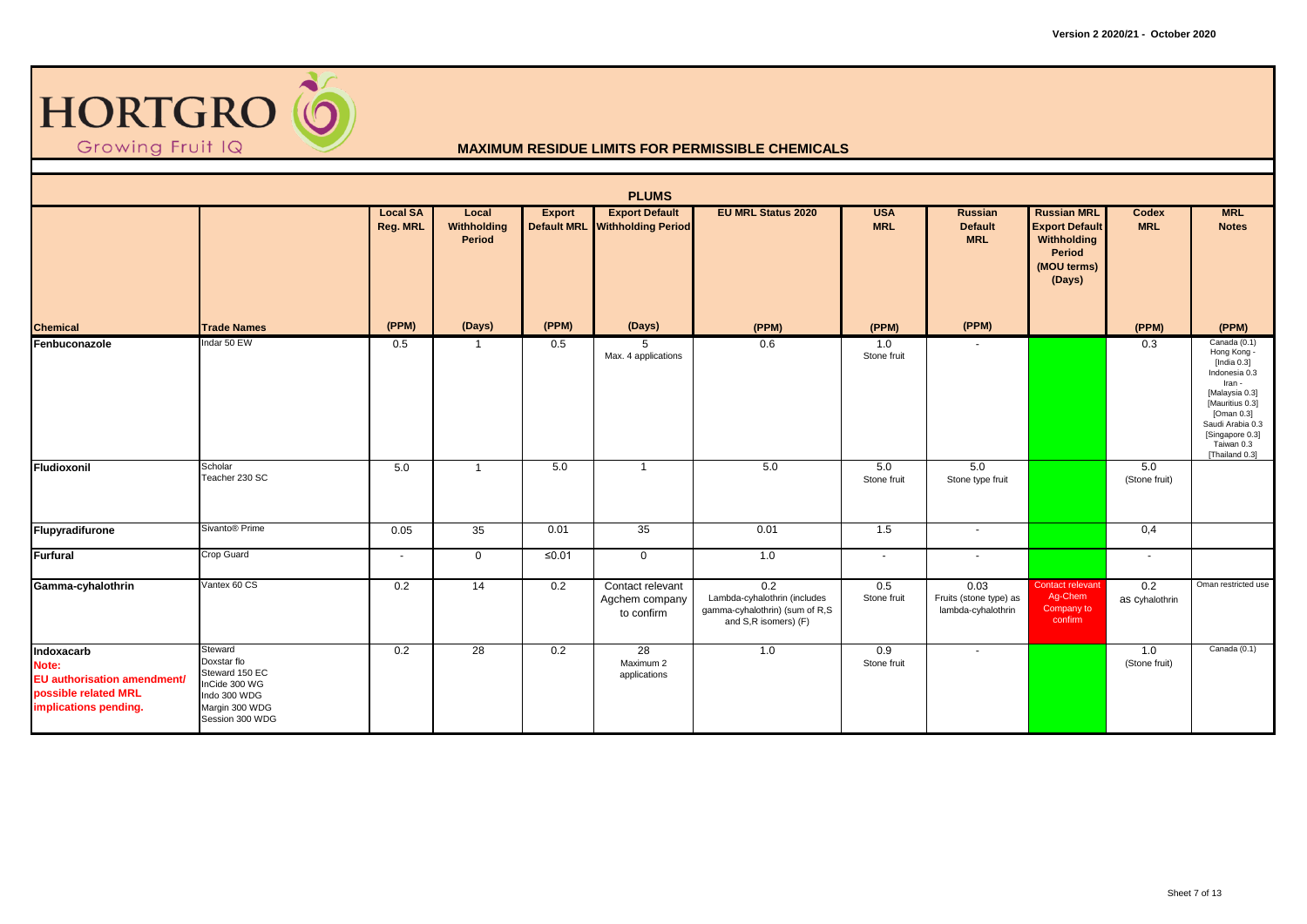# HORTGRO Growing Fruit IQ

## MAXIMUM RESIDUE LIMITS FOR PERMISSIBLE CHEMICALS

### PLUMS

| Chemical | Trade Names | Local SA Reg. MRL (PPM) | Local Withholding Period (Days) | Export Default MRL (PPM) | Export Default Withholding Period (Days) | EU MRL Status 2020 (PPM) | USA MRL (PPM) | Russian Default MRL (PPM) | Russian MRL Export Default Withholding Period (MOU terms) (Days) | Codex MRL (PPM) | MRL Notes (PPM) |
|---|---|---|---|---|---|---|---|---|---|---|---|
| Fenbuconazole | Indar 50 EW | 0.5 | 1 | 0.5 | 5 Max. 4 applications | 0.6 | 1.0 Stone fruit | - | | 0.3 | Canada (0.1) Hong Kong - [India 0.3] Indonesia 0.3 Iran - [Malaysia 0.3] [Mauritius 0.3] [Oman 0.3] Saudi Arabia 0.3 [Singapore 0.3] Taiwan 0.3 [Thailand 0.3] |
| Fludioxonil | Scholar Teacher 230 SC | 5.0 | 1 | 5.0 | 1 | 5.0 | 5.0 Stone fruit | 5.0 Stone type fruit | | 5.0 (Stone fruit) | |
| Flupyradifurone | Sivanto® Prime | 0.05 | 35 | 0.01 | 35 | 0.01 | 1.5 | - | | 0,4 | |
| Furfural | Crop Guard | - | 0 | ≤0.01 | 0 | 1.0 | - | - | | - | |
| Gamma-cyhalothrin | Vantex 60 CS | 0.2 | 14 | 0.2 | Contact relevant Agchem company to confirm | 0.2 Lambda-cyhalothrin (includes gamma-cyhalothrin) (sum of R,S and S,R isomers) (F) | 0.5 Stone fruit | 0.03 Fruits (stone type) as lambda-cyhalothrin | Contact relevant Ag-Chem Company to confirm | 0.2 as cyhalothrin | Oman restricted use |
| Indoxacarb **Note: EU authorisation amendment/ possible related MRL implications pending.** | Steward Doxstar flo Steward 150 EC InCide 300 WG Indo 300 WDG Margin 300 WDG Session 300 WDG | 0.2 | 28 | 0.2 | 28 Maximum 2 applications | 1.0 | 0.9 Stone fruit | - | | 1.0 (Stone fruit) | Canada (0.1) |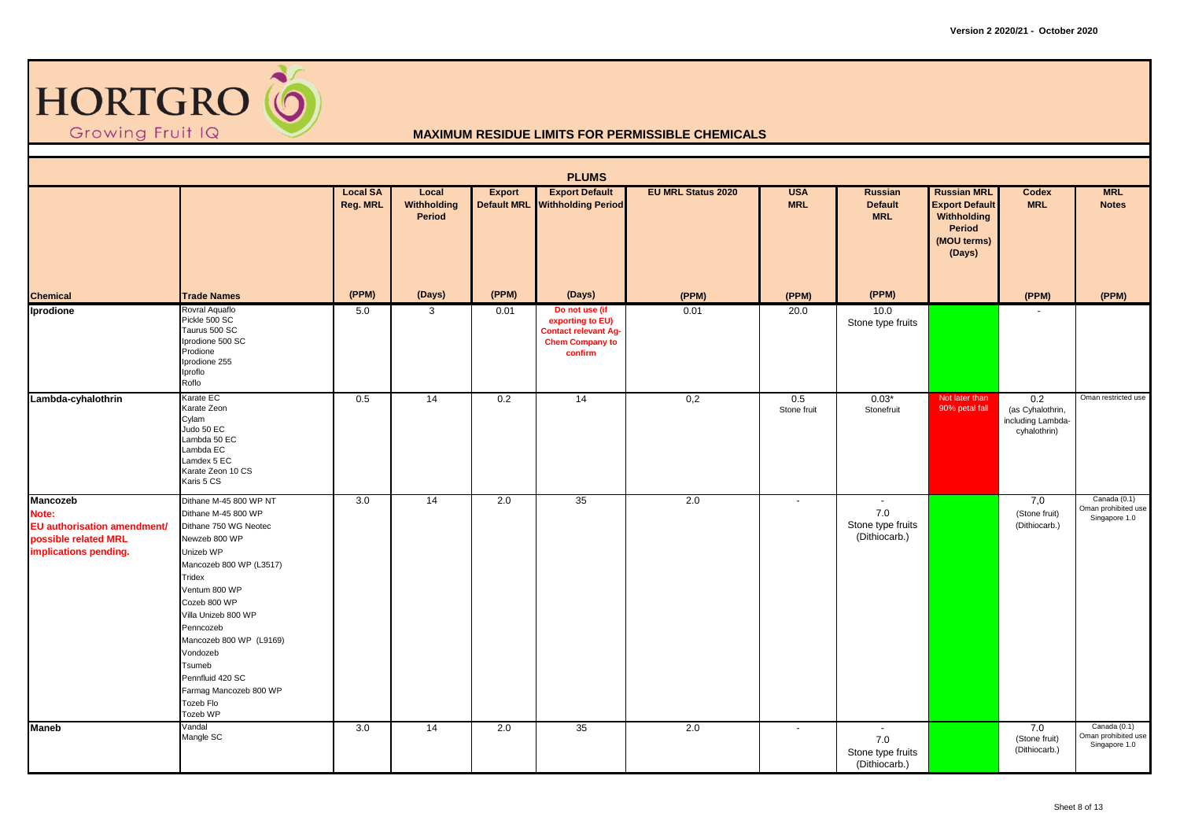**HORTGRO** Growing Fruit IQ

Version 2 2020/21 - October 2020

# MAXIMUM RESIDUE LIMITS FOR PERMISSIBLE CHEMICALS

## PLUMS

| Chemical | Trade Names | Local SA Reg. MRL (PPM) | Local Withholding Period (Days) | Export Default MRL (PPM) | Export Default Withholding Period (Days) | EU MRL Status 2020 (PPM) | USA MRL (PPM) | Russian Default MRL (PPM) | Russian MRL Export Default Withholding Period (MOU terms) (Days) | Codex MRL (PPM) | MRL Notes (PPM) |
|---|---|---|---|---|---|---|---|---|---|---|---|
| **Iprodione** | Rovral Aquaflo<br>Pickle 500 SC<br>Taurus 500 SC<br>Iprodione 500 SC<br>Prodione<br>Iprodione 255<br>Iproflo<br>Roflo | 5.0 | 3 | 0.01 | Do not use (if exporting to EU) Contact relevant Ag-Chem Company to confirm | 0.01 | 20.0 | 10.0<br>Stone type fruits | | - | |
| **Lambda-cyhalothrin** | Karate EC<br>Karate Zeon<br>Cylam<br>Judo 50 EC<br>Lambda 50 EC<br>Lambda EC<br>Lamdex 5 EC<br>Karate Zeon 10 CS<br>Karis 5 CS | 0.5 | 14 | 0.2 | 14 | 0,2 | 0.5<br>Stone fruit | 0.03*<br>Stonefruit | Not later than 90% petal fall | 0.2<br>(as Cyhalothrin, including Lambda-cyhalothrin) | Oman restricted use |
| **Mancozeb**<br>Note:<br>EU authorisation amendment/ possible related MRL implications pending. | Dithane M-45 800 WP NT<br>Dithane M-45 800 WP<br>Dithane 750 WG Neotec<br>Newzeb 800 WP<br>Unizeb WP<br>Mancozeb 800 WP (L3517)<br>Tridex<br>Ventum 800 WP<br>Cozeb 800 WP<br>Villa Unizeb 800 WP<br>Penncozeb<br>Mancozeb 800 WP (L9169)<br>Vondozeb<br>Tsumeb<br>Pennfluid 420 SC<br>Farmag Mancozeb 800 WP<br>Tozeb Flo<br>Tozeb WP | 3.0 | 14 | 2.0 | 35 | 2.0 | - | -<br>7.0<br>Stone type fruits<br>(Dithiocarb.) | | 7,0<br>(Stone fruit)<br>(Dithiocarb.) | Canada (0.1)<br>Oman prohibited use<br>Singapore 1.0 |
| **Maneb** | Vandal<br>Mangle SC | 3.0 | 14 | 2.0 | 35 | 2.0 | - | -<br>7.0<br>Stone type fruits<br>(Dithiocarb.) | | 7.0<br>(Stone fruit)<br>(Dithiocarb.) | Canada (0.1)<br>Oman prohibited use<br>Singapore 1.0 |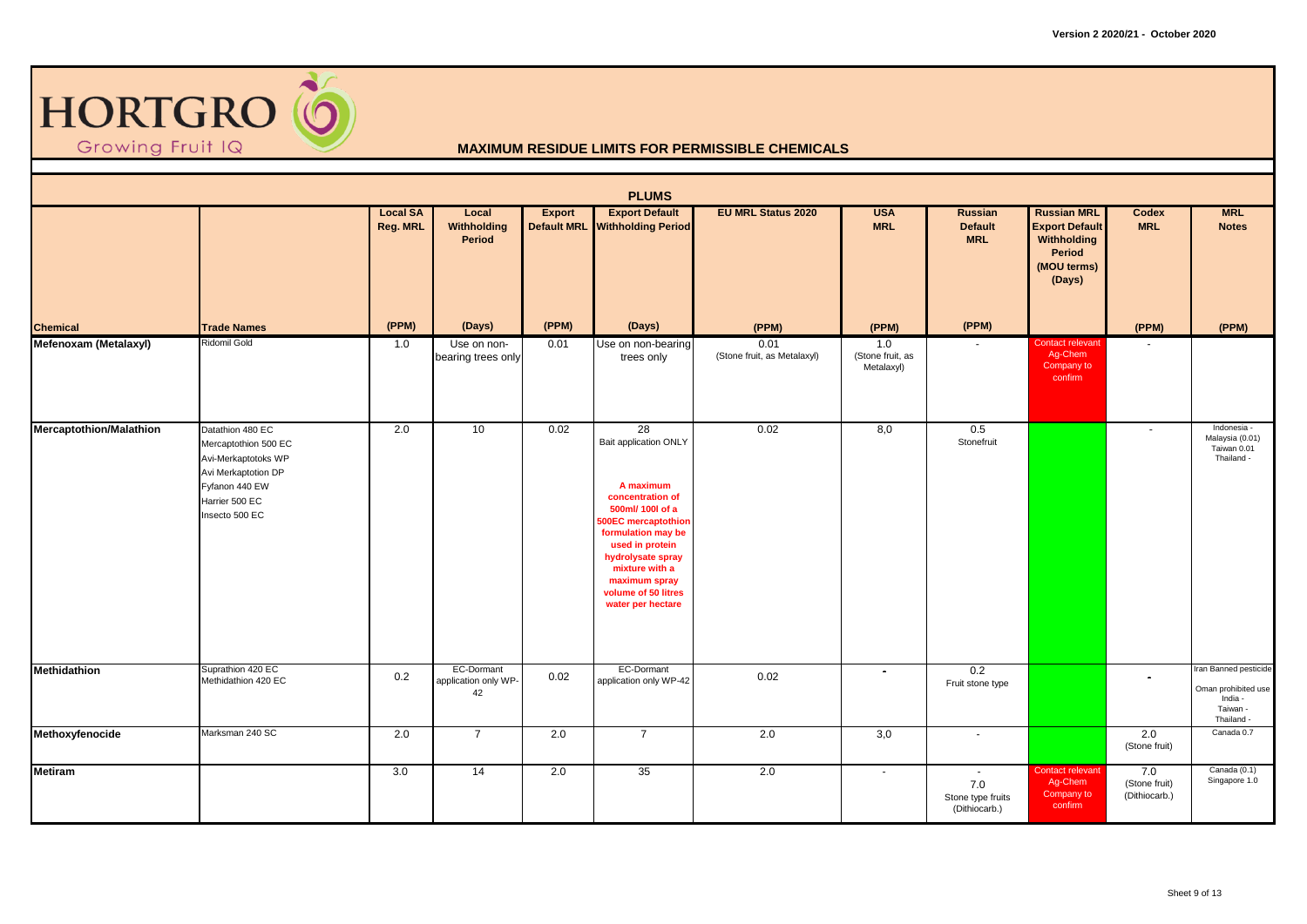# HORTGRO Growing Fruit IQ

## MAXIMUM RESIDUE LIMITS FOR PERMISSIBLE CHEMICALS

### PLUMS

| Chemical | Trade Names | Local SA Reg. MRL (PPM) | Local Withholding Period (Days) | Export Default MRL (PPM) | Export Default Withholding Period (Days) | EU MRL Status 2020 (PPM) | USA MRL (PPM) | Russian Default MRL (PPM) | Russian MRL Export Default Withholding Period (MOU terms) (Days) | Codex MRL (PPM) | MRL Notes (PPM) |
|---|---|---|---|---|---|---|---|---|---|---|---|
| **Mefenoxam (Metalaxyl)** | Ridomil Gold | 1.0 | Use on non-bearing trees only | 0.01 | Use on non-bearing trees only | 0.01 (Stone fruit, as Metalaxyl) | 1.0 (Stone fruit, as Metalaxyl) | - | Contact relevant Ag-Chem Company to confirm | - | |
| **Mercaptothion/Malathion** | Datathion 480 EC<br>Mercaptothion 500 EC<br>Avi-Merkaptotoks WP<br>Avi Merkaptotion DP<br>Fyfanon 440 EW<br>Harrier 500 EC<br>Insecto 500 EC | 2.0 | 10 | 0.02 | 28<br>Bait application ONLY<br><br>A maximum concentration of 500ml/ 100l of a 500EC mercaptothion formulation may be used in protein hydrolysate spray mixture with a maximum spray volume of 50 litres water per hectare | 0.02 | 8,0 | 0.5<br>Stonefruit | | - | Indonesia -<br>Malaysia (0.01)<br>Taiwan 0.01<br>Thailand - |
| **Methidathion** | Suprathion 420 EC<br>Methidathion 420 EC | 0.2 | EC-Dormant application only WP-42 | 0.02 | EC-Dormant application only WP-42 | 0.02 | - | 0.2<br>Fruit stone type | | - | Iran Banned pesticide<br>Oman prohibited use<br>India -<br>Taiwan -<br>Thailand - |
| **Methoxyfenocide** | Marksman 240 SC | 2.0 | 7 | 2.0 | 7 | 2.0 | 3,0 | - | | 2.0 (Stone fruit) | Canada 0.7 |
| **Metiram** | | 3.0 | 14 | 2.0 | 35 | 2.0 | - | -<br>7.0<br>Stone type fruits (Dithiocarb.) | Contact relevant Ag-Chem Company to confirm | 7.0 (Stone fruit) (Dithiocarb.) | Canada (0.1)<br>Singapore 1.0 |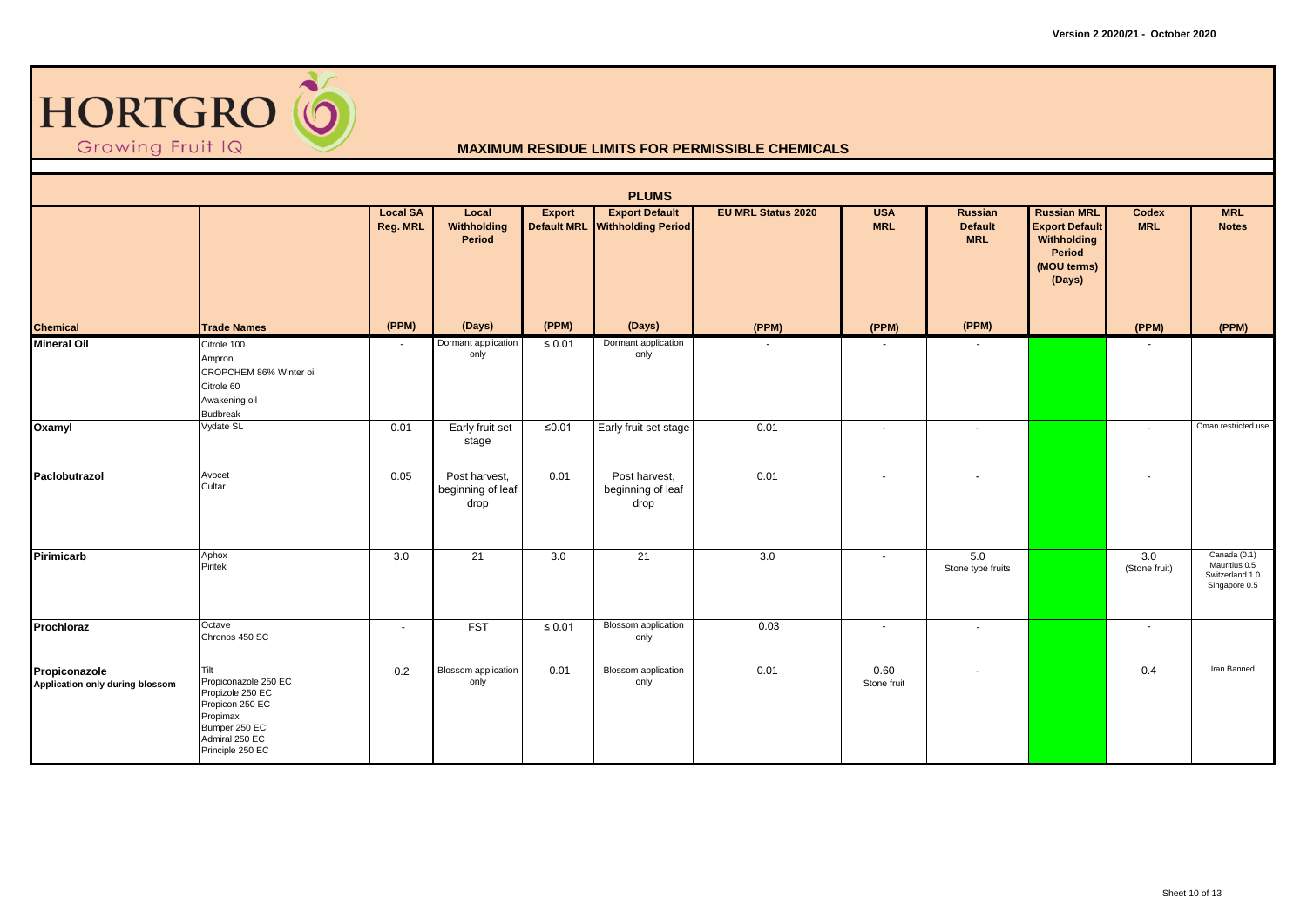Version 2 2020/21 - October 2020

HORTGRO
Growing Fruit IQ

## MAXIMUM RESIDUE LIMITS FOR PERMISSIBLE CHEMICALS

| PLUMS | | | | | | | | | | | |
|---|---|---|---|---|---|---|---|---|---|---|---|
| | | **Local SA Reg. MRL** | **Local Withholding Period** | **Export Default MRL** | **Export Default Withholding Period** | **EU MRL Status 2020** | **USA MRL** | **Russian Default MRL** | **Russian MRL Export Default Withholding Period (MOU terms) (Days)** | **Codex MRL** | **MRL Notes** |
| **Chemical** | **Trade Names** | **(PPM)** | **(Days)** | **(PPM)** | **(Days)** | **(PPM)** | **(PPM)** | **(PPM)** | | **(PPM)** | **(PPM)** |
| **Mineral Oil** | Citrole 100<br>Ampron<br>CROPCHEM 86% Winter oil<br>Citrole 60<br>Awakening oil<br>Budbreak | - | Dormant application only | ≤ 0.01 | Dormant application only | - | - | - | | - | |
| **Oxamyl** | Vydate SL | 0.01 | Early fruit set stage | ≤0.01 | Early fruit set stage | 0.01 | - | - | | - | Oman restricted use |
| **Paclobutrazol** | Avocet<br>Cultar | 0.05 | Post harvest, beginning of leaf drop | 0.01 | Post harvest, beginning of leaf drop | 0.01 | - | - | | - | |
| **Pirimicarb** | Aphox<br>Piritek | 3.0 | 21 | 3.0 | 21 | 3.0 | - | 5.0<br>Stone type fruits | | 3.0<br>(Stone fruit) | Canada (0.1)<br>Mauritius 0.5<br>Switzerland 1.0<br>Singapore 0.5 |
| **Prochloraz** | Octave<br>Chronos 450 SC | - | FST | ≤ 0.01 | Blossom application only | 0.03 | - | - | | - | |
| **Propiconazole**<br>**Application only during blossom** | Tilt<br>Propiconazole 250 EC<br>Propizole 250 EC<br>Propicon 250 EC<br>Propimax<br>Bumper 250 EC<br>Admiral 250 EC<br>Principle 250 EC | 0.2 | Blossom application only | 0.01 | Blossom application only | 0.01 | 0.60<br>Stone fruit | - | | 0.4 | Iran Banned |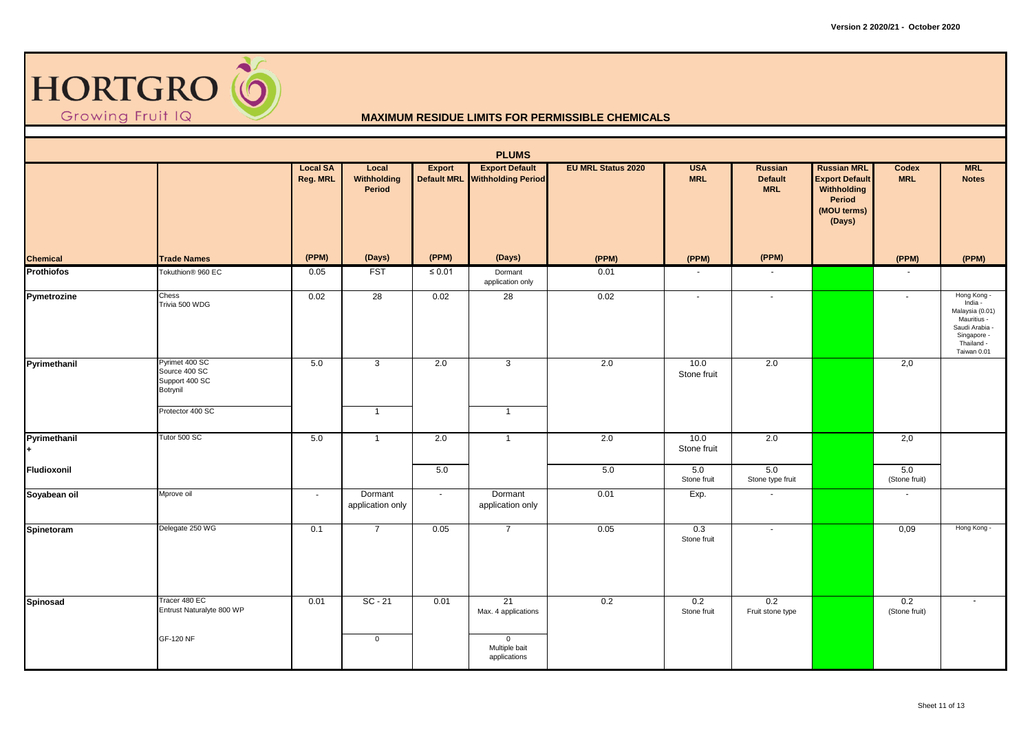Version 2 2020/21 - October 2020

# HORTGRO
Growing Fruit IQ

## MAXIMUM RESIDUE LIMITS FOR PERMISSIBLE CHEMICALS

### PLUMS

| Chemical | Trade Names | Local SA Reg. MRL (PPM) | Local Withholding Period (Days) | Export Default MRL (PPM) | Export Default Withholding Period (Days) | EU MRL Status 2020 (PPM) | USA MRL (PPM) | Russian Default MRL (PPM) | Russian MRL Export Default Withholding Period (MOU terms) (Days) | Codex MRL (PPM) | MRL Notes (PPM) |
|---|---|---|---|---|---|---|---|---|---|---|---|
| **Prothiofos** | Tokuthion® 960 EC | 0.05 | FST | ≤ 0.01 | Dormant application only | 0.01 | - | - | | - | |
| **Pymetrozine** | Chess<br>Trivia 500 WDG | 0.02 | 28 | 0.02 | 28 | 0.02 | - | - | | - | Hong Kong - India - Malaysia (0.01) Mauritius - Saudi Arabia - Singapore - Thailand - Taiwan 0.01 |
| **Pyrimethanil** | Pyrimet 400 SC<br>Source 400 SC<br>Support 400 SC<br>Botrynil | 5.0 | 3 | 2.0 | 3 | 2.0 | 10.0 Stone fruit | 2.0 | | 2,0 | |
| | Protector 400 SC | | 1 | | 1 | | | | | | |
| **Pyrimethanil +** | Tutor 500 SC | 5.0 | 1 | 2.0 | 1 | 2.0 | 10.0 Stone fruit | 2.0 | | 2,0 | |
| **Fludioxonil** | | | | 5.0 | | 5.0 | 5.0 Stone fruit | 5.0 Stone type fruit | | 5.0 (Stone fruit) | |
| **Soyabean oil** | Mprove oil | - | Dormant application only | - | Dormant application only | 0.01 | Exp. | - | | - | |
| **Spinetoram** | Delegate 250 WG | 0.1 | 7 | 0.05 | 7 | 0.05 | 0.3 Stone fruit | - | | 0,09 | Hong Kong - |
| **Spinosad** | Tracer 480 EC<br>Entrust Naturalyte 800 WP | 0.01 | SC - 21 | 0.01 | 21 Max. 4 applications | 0.2 | 0.2 Stone fruit | 0.2 Fruit stone type | | 0.2 (Stone fruit) | - |
| | GF-120 NF | | 0 | | 0 Multiple bait applications | | | | | | |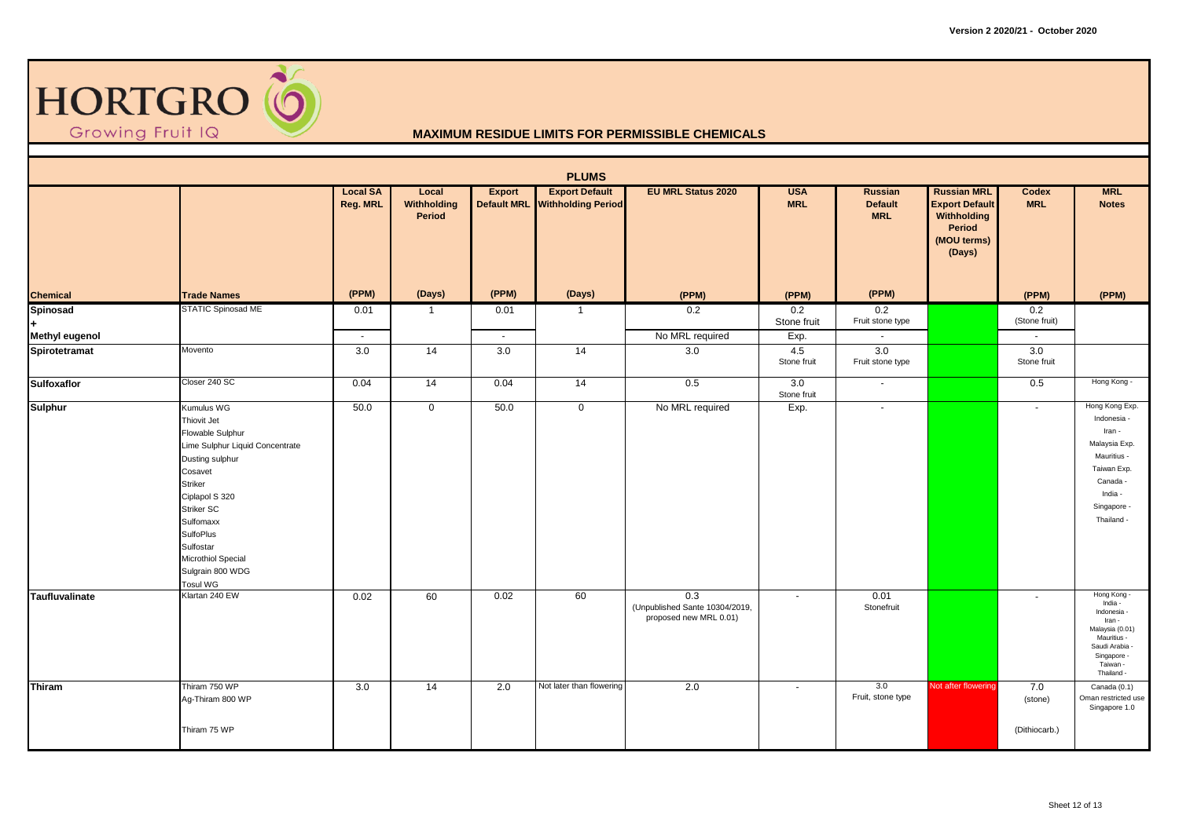HORTGRO Growing Fruit IQ

# MAXIMUM RESIDUE LIMITS FOR PERMISSIBLE CHEMICALS

## PLUMS

| Chemical | Trade Names | Local SA Reg. MRL | Local Withholding Period | Export Default MRL | Export Default Withholding Period | EU MRL Status 2020 | USA MRL | Russian Default MRL | Russian MRL Export Default Withholding Period (MOU terms) (Days) | Codex MRL | MRL Notes |
|---|---|---|---|---|---|---|---|---|---|---|---|
| | | (PPM) | (Days) | (PPM) | (Days) | (PPM) | (PPM) | (PPM) | | (PPM) | (PPM) |
| Spinosad + | STATIC Spinosad ME | 0.01 | 1 | 0.01 | 1 | 0.2 | 0.2 Stone fruit | 0.2 Fruit stone type | | 0.2 (Stone fruit) | |
| Methyl eugenol | | - | | - | | No MRL required | Exp. | - | | - | |
| Spirotetramat | Movento | 3.0 | 14 | 3.0 | 14 | 3.0 | 4.5 Stone fruit | 3.0 Fruit stone type | | 3.0 Stone fruit | |
| Sulfoxaflor | Closer 240 SC | 0.04 | 14 | 0.04 | 14 | 0.5 | 3.0 Stone fruit | - | | 0.5 | Hong Kong - |
| Sulphur | Kumulus WG<br>Thiovit Jet<br>Flowable Sulphur<br>Lime Sulphur Liquid Concentrate<br>Dusting sulphur<br>Cosavet<br>Striker<br>Ciplapol S 320<br>Striker SC<br>Sulfomaxx<br>SulfoPlus<br>Sulfostar<br>Microthiol Special<br>Sulgrain 800 WDG<br>Tosul WG | 50.0 | 0 | 50.0 | 0 | No MRL required | Exp. | - | | - | Hong Kong Exp.<br>Indonesia -<br>Iran -<br>Malaysia Exp.<br>Mauritius -<br>Taiwan Exp.<br>Canada -<br>India -<br>Singapore -<br>Thailand - |
| Taufluvalinate | Klartan 240 EW | 0.02 | 60 | 0.02 | 60 | 0.3 (Unpublished Sante 10304/2019, proposed new MRL 0.01) | - | 0.01 Stonefruit | | - | Hong Kong -<br>India -<br>Indonesia -<br>Iran -<br>Malaysia (0.01)<br>Mauritius -<br>Saudi Arabia -<br>Singapore -<br>Taiwan -<br>Thailand - |
| Thiram | Thiram 750 WP<br>Ag-Thiram 800 WP<br>Thiram 75 WP | 3.0 | 14 | 2.0 | Not later than flowering | 2.0 | - | 3.0 Fruit, stone type | Not after flowering | 7.0 (stone)<br>(Dithiocarb.) | Canada (0.1)<br>Oman restricted use<br>Singapore 1.0 |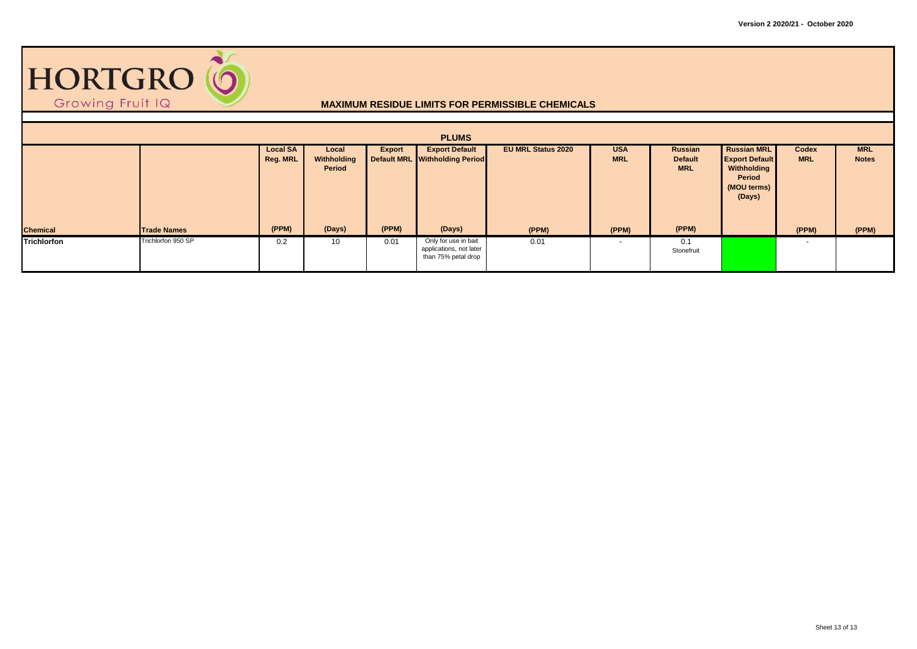HORTGRO
Growing Fruit IQ

## MAXIMUM RESIDUE LIMITS FOR PERMISSIBLE CHEMICALS

### PLUMS

| Chemical | Trade Names | Local SA Reg. MRL | Local Withholding Period | Export Default MRL | Export Default Withholding Period | EU MRL Status 2020 | USA MRL | Russian Default MRL | Russian MRL Export Default Withholding Period (MOU terms) (Days) | Codex MRL | MRL Notes |
|---|---|---|---|---|---|---|---|---|---|---|---|
| | | (PPM) | (Days) | (PPM) | (Days) | (PPM) | (PPM) | (PPM) | | (PPM) | (PPM) |
| **Trichlorfon** | Trichlorfon 950 SP | 0.2 | 10 | 0.01 | Only for use in bait applications, not later than 75% petal drop | 0.01 | - | 0.1 Stonefruit | | - | |